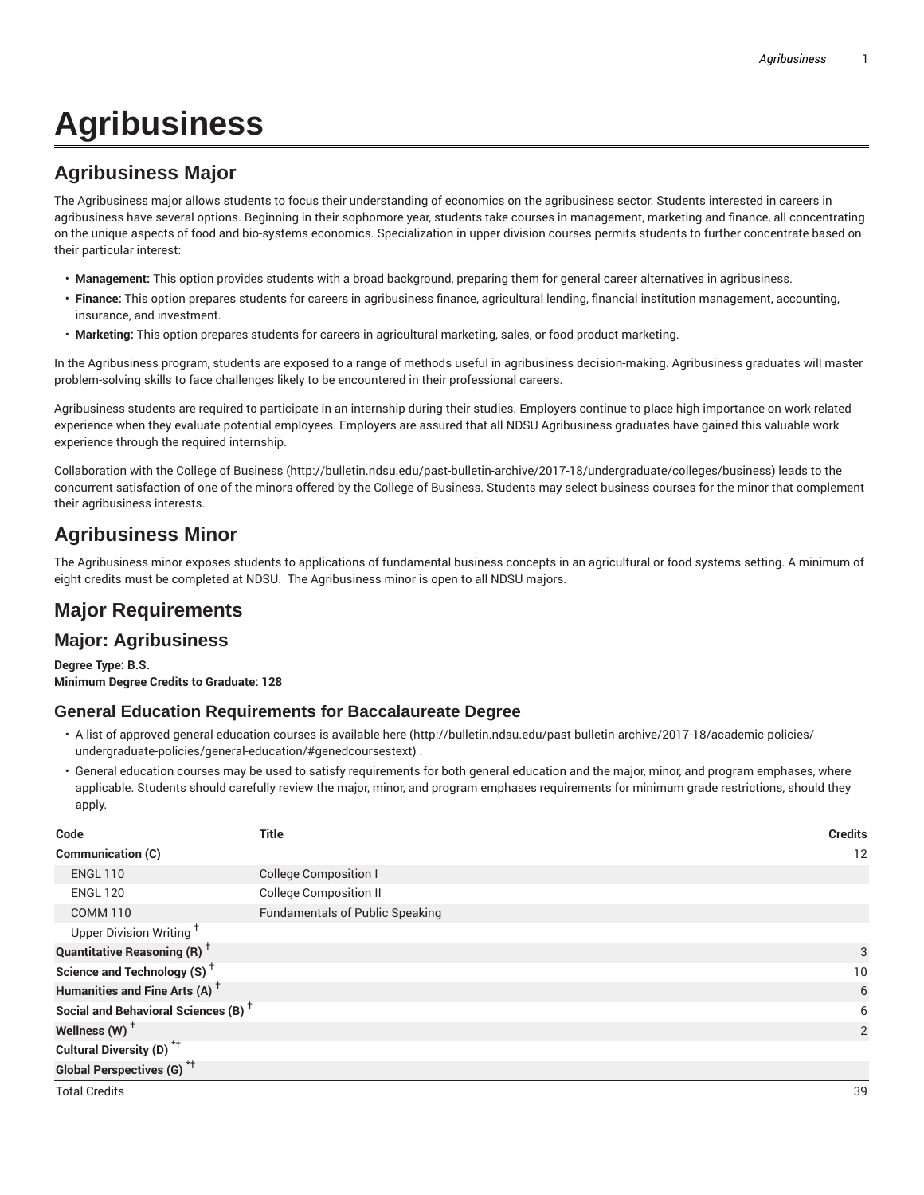# Agribusiness

## Agribusiness Major

The Agribusiness major allows students to focus their understanding of economics on the agribusiness sector. Students interested in careers in agribusiness have several options. Beginning in their sophomore year, students take courses in management, marketing and finance, all concentrating on the unique aspects of food and bio-systems economics. Specialization in upper division courses permits students to further concentrate based on their particular interest:

- **Management:** This option provides students with a broad background, preparing them for general career alternatives in agribusiness.
- **Finance:** This option prepares students for careers in agribusiness finance, agricultural lending, financial institution management, accounting, insurance, and investment.
- **Marketing:** This option prepares students for careers in agricultural marketing, sales, or food product marketing.

In the Agribusiness program, students are exposed to a range of methods useful in agribusiness decision-making. Agribusiness graduates will master problem-solving skills to face challenges likely to be encountered in their professional careers.

Agribusiness students are required to participate in an internship during their studies. Employers continue to place high importance on work-related experience when they evaluate potential employees. Employers are assured that all NDSU Agribusiness graduates have gained this valuable work experience through the required internship.

Collaboration with the College of Business (http://bulletin.ndsu.edu/past-bulletin-archive/2017-18/undergraduate/colleges/business) leads to the concurrent satisfaction of one of the minors offered by the College of Business. Students may select business courses for the minor that complement their agribusiness interests.

## Agribusiness Minor

The Agribusiness minor exposes students to applications of fundamental business concepts in an agricultural or food systems setting. A minimum of eight credits must be completed at NDSU. The Agribusiness minor is open to all NDSU majors.

## Major Requirements

## Major: Agribusiness

**Degree Type: B.S.**
**Minimum Degree Credits to Graduate: 128**

### General Education Requirements for Baccalaureate Degree

- A list of approved general education courses is available here (http://bulletin.ndsu.edu/past-bulletin-archive/2017-18/academic-policies/undergraduate-policies/general-education/#genedcoursestext) .
- General education courses may be used to satisfy requirements for both general education and the major, minor, and program emphases, where applicable. Students should carefully review the major, minor, and program emphases requirements for minimum grade restrictions, should they apply.

| Code | Title | Credits |
|---|---|---|
| **Communication (C)** | | 12 |
| ENGL 110 | College Composition I | |
| ENGL 120 | College Composition II | |
| COMM 110 | Fundamentals of Public Speaking | |
| Upper Division Writing † | | |
| **Quantitative Reasoning (R) †** | | 3 |
| **Science and Technology (S) †** | | 10 |
| **Humanities and Fine Arts (A) †** | | 6 |
| **Social and Behavioral Sciences (B) †** | | 6 |
| **Wellness (W) †** | | 2 |
| **Cultural Diversity (D) *†** | | |
| **Global Perspectives (G) *†** | | |
| Total Credits | | 39 |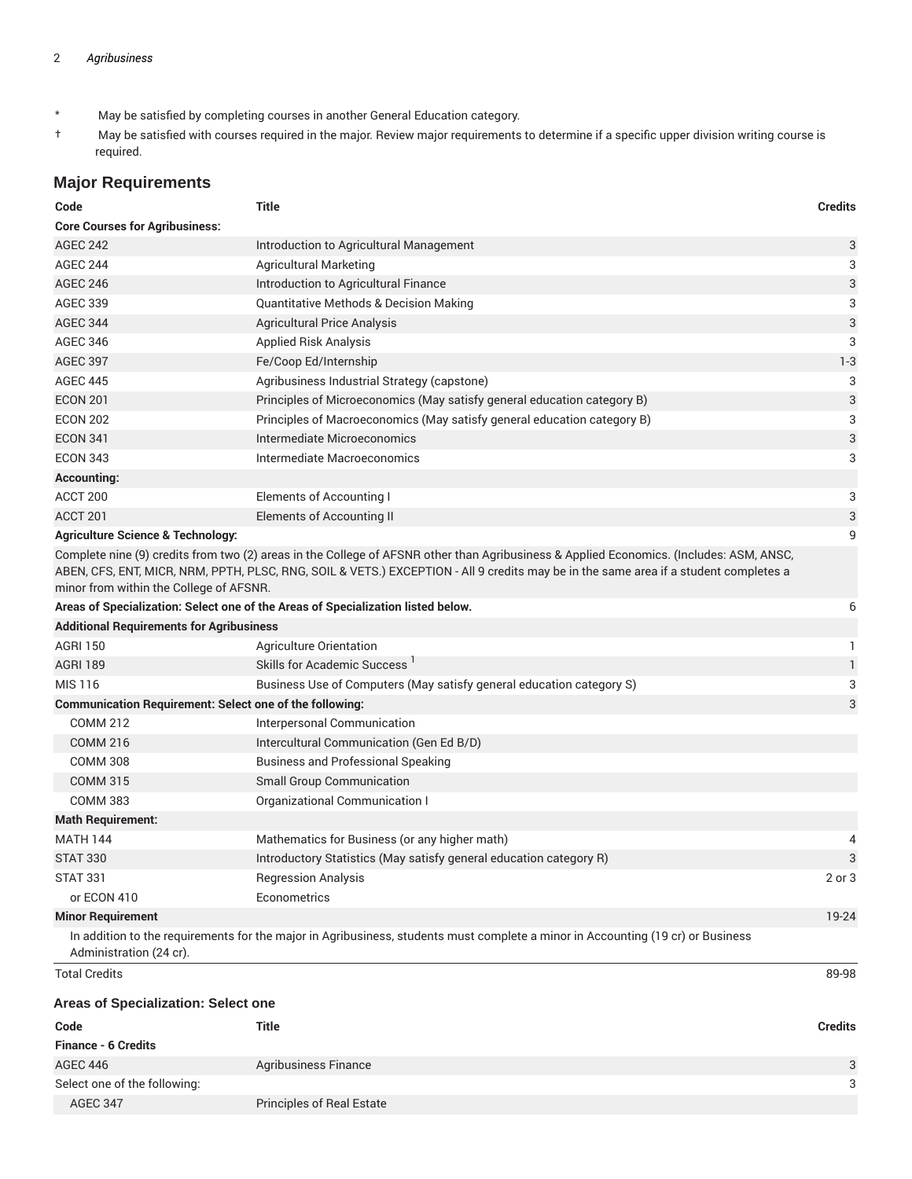\* May be satisfied by completing courses in another General Education category.

† May be satisfied with courses required in the major. Review major requirements to determine if a specific upper division writing course is required.

## Major Requirements

| Code | Title | Credits |
|---|---|---|
| **Core Courses for Agribusiness:** | | |
| AGEC 242 | Introduction to Agricultural Management | 3 |
| AGEC 244 | Agricultural Marketing | 3 |
| AGEC 246 | Introduction to Agricultural Finance | 3 |
| AGEC 339 | Quantitative Methods & Decision Making | 3 |
| AGEC 344 | Agricultural Price Analysis | 3 |
| AGEC 346 | Applied Risk Analysis | 3 |
| AGEC 397 | Fe/Coop Ed/Internship | 1-3 |
| AGEC 445 | Agribusiness Industrial Strategy (capstone) | 3 |
| ECON 201 | Principles of Microeconomics (May satisfy general education category B) | 3 |
| ECON 202 | Principles of Macroeconomics (May satisfy general education category B) | 3 |
| ECON 341 | Intermediate Microeconomics | 3 |
| ECON 343 | Intermediate Macroeconomics | 3 |
| **Accounting:** | | |
| ACCT 200 | Elements of Accounting I | 3 |
| ACCT 201 | Elements of Accounting II | 3 |
| **Agriculture Science & Technology:** | | 9 |
| Complete nine (9) credits from two (2) areas in the College of AFSNR other than Agribusiness & Applied Economics. (Includes: ASM, ANSC, ABEN, CFS, ENT, MICR, NRM, PPTH, PLSC, RNG, SOIL & VETS.) EXCEPTION - All 9 credits may be in the same area if a student completes a minor from within the College of AFSNR. | | |
| **Areas of Specialization: Select one of the Areas of Specialization listed below.** | | 6 |
| **Additional Requirements for Agribusiness** | | |
| AGRI 150 | Agriculture Orientation | 1 |
| AGRI 189 | Skills for Academic Success [1] | 1 |
| MIS 116 | Business Use of Computers (May satisfy general education category S) | 3 |
| **Communication Requirement: Select one of the following:** | | 3 |
| COMM 212 | Interpersonal Communication | |
| COMM 216 | Intercultural Communication (Gen Ed B/D) | |
| COMM 308 | Business and Professional Speaking | |
| COMM 315 | Small Group Communication | |
| COMM 383 | Organizational Communication I | |
| **Math Requirement:** | | |
| MATH 144 | Mathematics for Business (or any higher math) | 4 |
| STAT 330 | Introductory Statistics (May satisfy general education category R) | 3 |
| STAT 331 | Regression Analysis | 2 or 3 |
| or ECON 410 | Econometrics | |
| **Minor Requirement** | | 19-24 |
| In addition to the requirements for the major in Agribusiness, students must complete a minor in Accounting (19 cr) or Business Administration (24 cr). | | |
| Total Credits | | 89-98 |

### Areas of Specialization: Select one

| Code | Title | Credits |
|---|---|---|
| **Finance - 6 Credits** | | |
| AGEC 446 | Agribusiness Finance | 3 |
| Select one of the following: | | 3 |
| AGEC 347 | Principles of Real Estate | |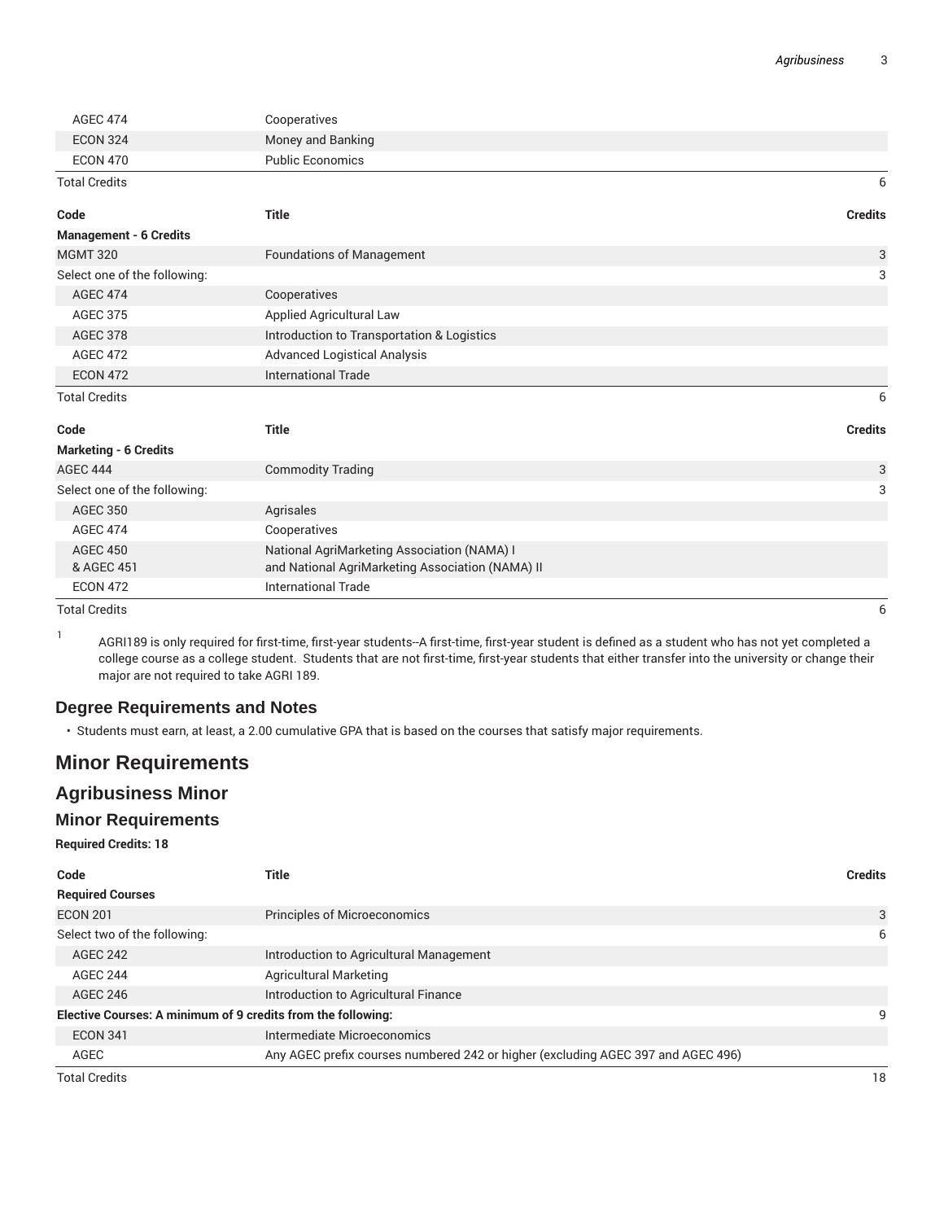| Code | Title | Credits |
| --- | --- | --- |
| AGEC 474 | Cooperatives | |
| ECON 324 | Money and Banking | |
| ECON 470 | Public Economics | |
| Total Credits | | 6 |

| Code | Title | Credits |
| --- | --- | --- |
| **Management - 6 Credits** | | |
| MGMT 320 | Foundations of Management | 3 |
| Select one of the following: | | 3 |
| AGEC 474 | Cooperatives | |
| AGEC 375 | Applied Agricultural Law | |
| AGEC 378 | Introduction to Transportation & Logistics | |
| AGEC 472 | Advanced Logistical Analysis | |
| ECON 472 | International Trade | |
| Total Credits | | 6 |

| Code | Title | Credits |
| --- | --- | --- |
| **Marketing - 6 Credits** | | |
| AGEC 444 | Commodity Trading | 3 |
| Select one of the following: | | 3 |
| AGEC 350 | Agrisales | |
| AGEC 474 | Cooperatives | |
| AGEC 450 & AGEC 451 | National AgriMarketing Association (NAMA) I and National AgriMarketing Association (NAMA) II | |
| ECON 472 | International Trade | |
| Total Credits | | 6 |

1. AGRI189 is only required for first-time, first-year students--A first-time, first-year student is defined as a student who has not yet completed a college course as a college student. Students that are not first-time, first-year students that either transfer into the university or change their major are not required to take AGRI 189.

## Degree Requirements and Notes

- Students must earn, at least, a 2.00 cumulative GPA that is based on the courses that satisfy major requirements.

# Minor Requirements

## Agribusiness Minor

### Minor Requirements

**Required Credits: 18**

| Code | Title | Credits |
| --- | --- | --- |
| **Required Courses** | | |
| ECON 201 | Principles of Microeconomics | 3 |
| Select two of the following: | | 6 |
| AGEC 242 | Introduction to Agricultural Management | |
| AGEC 244 | Agricultural Marketing | |
| AGEC 246 | Introduction to Agricultural Finance | |
| **Elective Courses: A minimum of 9 credits from the following:** | | 9 |
| ECON 341 | Intermediate Microeconomics | |
| AGEC | Any AGEC prefix courses numbered 242 or higher (excluding AGEC 397 and AGEC 496) | |
| Total Credits | | 18 |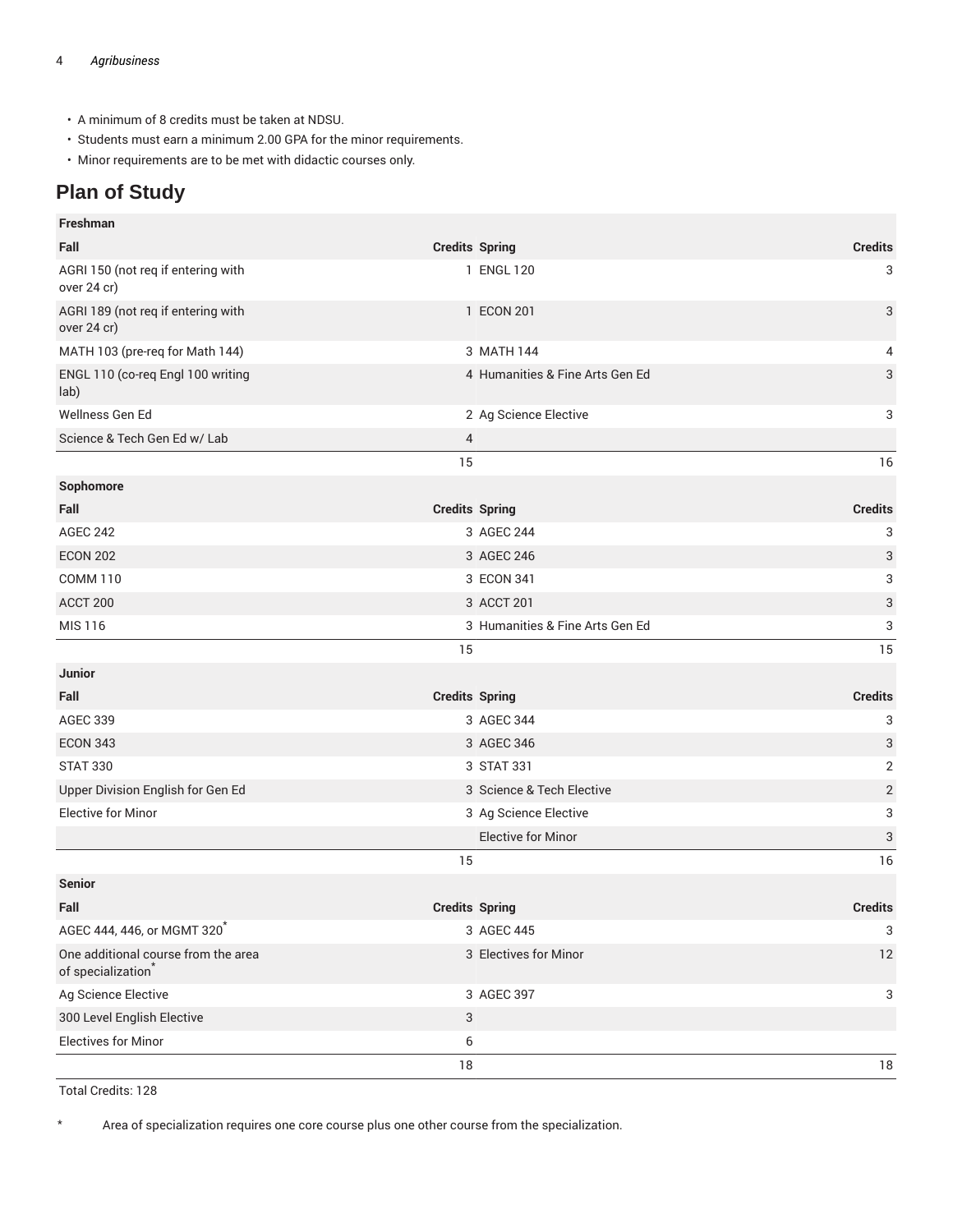- A minimum of 8 credits must be taken at NDSU.
- Students must earn a minimum 2.00 GPA for the minor requirements.
- Minor requirements are to be met with didactic courses only.

## Plan of Study

| Freshman | | | |
|---|---|---|---|
| Fall | Credits | Spring | Credits |
| AGRI 150 (not req if entering with over 24 cr) | 1 | ENGL 120 | 3 |
| AGRI 189 (not req if entering with over 24 cr) | 1 | ECON 201 | 3 |
| MATH 103 (pre-req for Math 144) | 3 | MATH 144 | 4 |
| ENGL 110 (co-req Engl 100 writing lab) | 4 | Humanities & Fine Arts Gen Ed | 3 |
| Wellness Gen Ed | 2 | Ag Science Elective | 3 |
| Science & Tech Gen Ed w/ Lab | 4 | | |
| | 15 | | 16 |
| **Sophomore** | | | |
| Fall | Credits | Spring | Credits |
| AGEC 242 | 3 | AGEC 244 | 3 |
| ECON 202 | 3 | AGEC 246 | 3 |
| COMM 110 | 3 | ECON 341 | 3 |
| ACCT 200 | 3 | ACCT 201 | 3 |
| MIS 116 | 3 | Humanities & Fine Arts Gen Ed | 3 |
| | 15 | | 15 |
| **Junior** | | | |
| Fall | Credits | Spring | Credits |
| AGEC 339 | 3 | AGEC 344 | 3 |
| ECON 343 | 3 | AGEC 346 | 3 |
| STAT 330 | 3 | STAT 331 | 2 |
| Upper Division English for Gen Ed | 3 | Science & Tech Elective | 2 |
| Elective for Minor | 3 | Ag Science Elective | 3 |
| | | Elective for Minor | 3 |
| | 15 | | 16 |
| **Senior** | | | |
| Fall | Credits | Spring | Credits |
| AGEC 444, 446, or MGMT 320* | 3 | AGEC 445 | 3 |
| One additional course from the area of specialization* | 3 | Electives for Minor | 12 |
| Ag Science Elective | 3 | AGEC 397 | 3 |
| 300 Level English Elective | 3 | | |
| Electives for Minor | 6 | | |
| | 18 | | 18 |

Total Credits: 128

\* Area of specialization requires one core course plus one other course from the specialization.